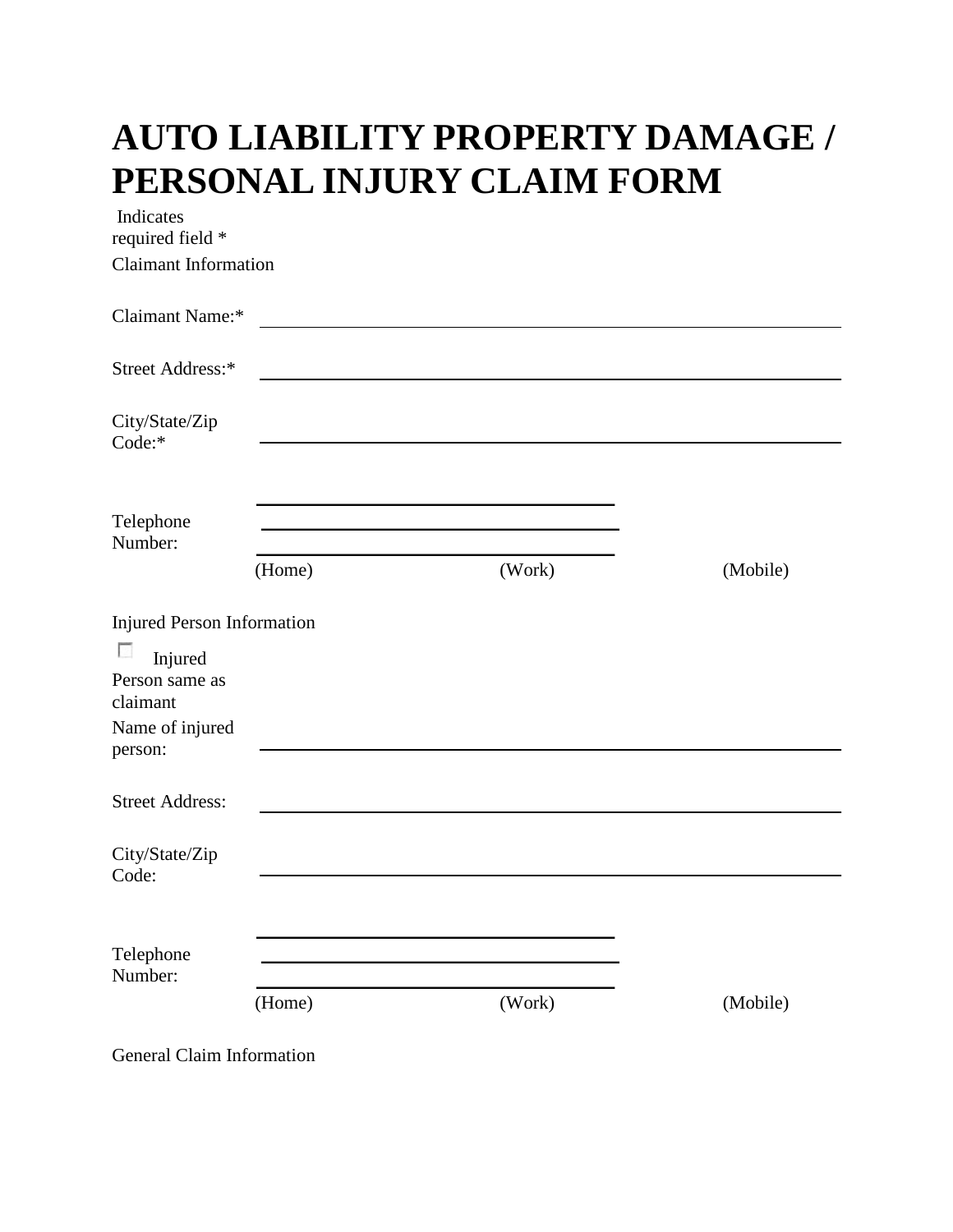# AUTO LIABILITY PROPERTY DAMAGE / PERSONAL INJURY CLAIM FORM

Indicates required field *

Claimant Information

Claimant Name:* ______________________________

Street Address:* ______________________________

City/State/Zip Code:* ______________________________

Telephone Number: ______________ ______________ ______________

(Home) (Work) (Mobile)

Injured Person Information

☐ Injured Person same as claimant

Name of injured person: ______________________________

Street Address: ______________________________

City/State/Zip Code: ______________________________

Telephone Number: ______________ ______________ ______________

(Home) (Work) (Mobile)

General Claim Information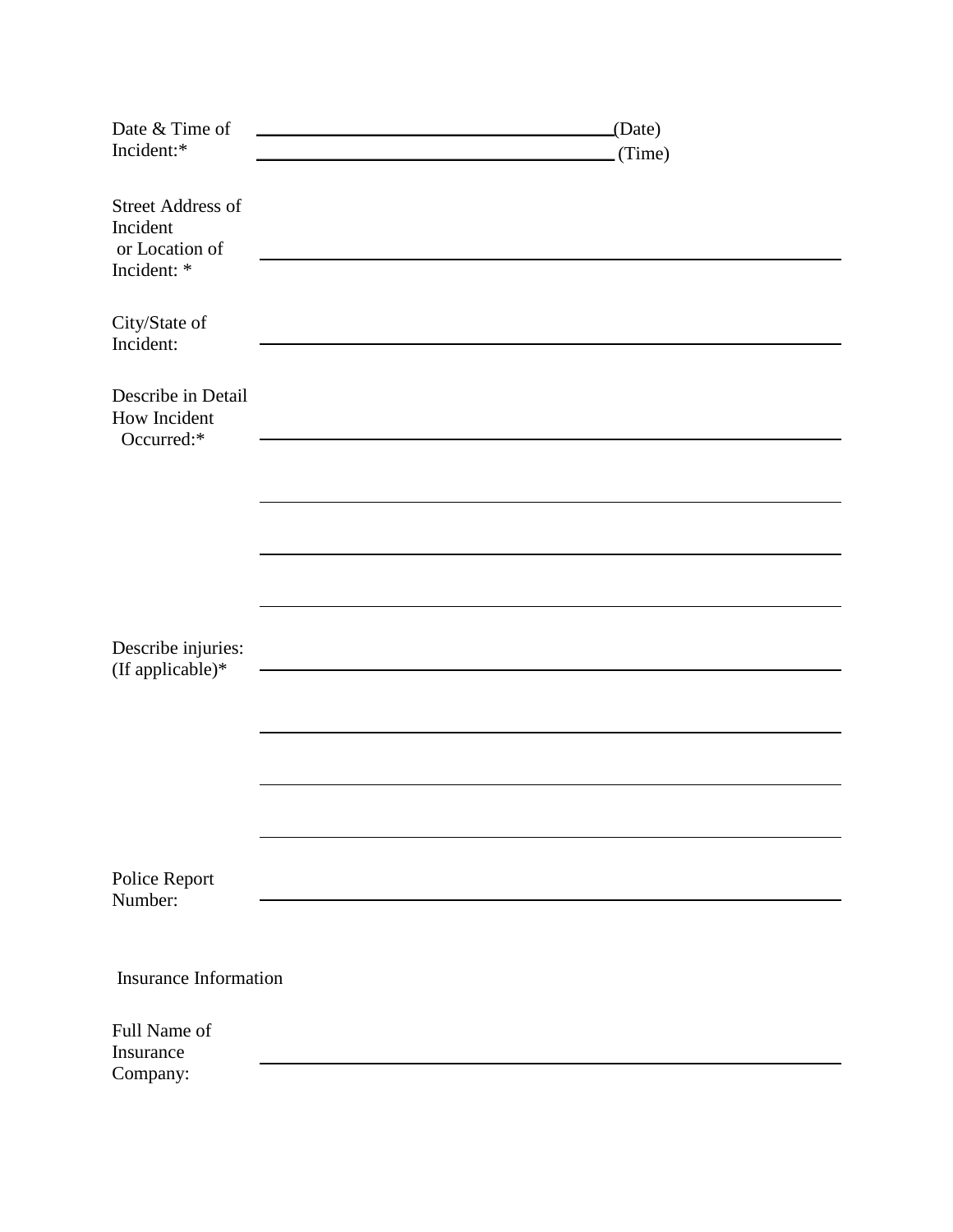Date & Time of Incident:* \_\_\_\_\_\_\_\_\_\_\_\_\_\_\_\_\_\_\_\_\_\_\_\_\_\_\_\_\_\_\_\_\_\_\_\_(Date)
\_\_\_\_\_\_\_\_\_\_\_\_\_\_\_\_\_\_\_\_\_\_\_\_\_\_\_\_\_\_\_\_\_\_\_\_ (Time)

Street Address of Incident or Location of Incident: * \_\_\_\_\_\_\_\_\_\_\_\_\_\_\_\_\_\_\_\_\_\_\_\_\_\_\_\_\_\_\_\_\_\_\_\_\_\_\_\_\_\_\_\_\_\_\_\_\_\_\_\_\_\_\_\_

City/State of Incident: \_\_\_\_\_\_\_\_\_\_\_\_\_\_\_\_\_\_\_\_\_\_\_\_\_\_\_\_\_\_\_\_\_\_\_\_\_\_\_\_\_\_\_\_\_\_\_\_\_\_\_\_\_\_\_\_

Describe in Detail How Incident Occurred:* \_\_\_\_\_\_\_\_\_\_\_\_\_\_\_\_\_\_\_\_\_\_\_\_\_\_\_\_\_\_\_\_\_\_\_\_\_\_\_\_\_\_\_\_\_\_\_\_\_\_\_\_\_\_\_\_

\_\_\_\_\_\_\_\_\_\_\_\_\_\_\_\_\_\_\_\_\_\_\_\_\_\_\_\_\_\_\_\_\_\_\_\_\_\_\_\_\_\_\_\_\_\_\_\_\_\_\_\_\_\_\_\_

\_\_\_\_\_\_\_\_\_\_\_\_\_\_\_\_\_\_\_\_\_\_\_\_\_\_\_\_\_\_\_\_\_\_\_\_\_\_\_\_\_\_\_\_\_\_\_\_\_\_\_\_\_\_\_\_

\_\_\_\_\_\_\_\_\_\_\_\_\_\_\_\_\_\_\_\_\_\_\_\_\_\_\_\_\_\_\_\_\_\_\_\_\_\_\_\_\_\_\_\_\_\_\_\_\_\_\_\_\_\_\_\_

Describe injuries: (If applicable)* \_\_\_\_\_\_\_\_\_\_\_\_\_\_\_\_\_\_\_\_\_\_\_\_\_\_\_\_\_\_\_\_\_\_\_\_\_\_\_\_\_\_\_\_\_\_\_\_\_\_\_\_\_\_\_\_

\_\_\_\_\_\_\_\_\_\_\_\_\_\_\_\_\_\_\_\_\_\_\_\_\_\_\_\_\_\_\_\_\_\_\_\_\_\_\_\_\_\_\_\_\_\_\_\_\_\_\_\_\_\_\_\_

\_\_\_\_\_\_\_\_\_\_\_\_\_\_\_\_\_\_\_\_\_\_\_\_\_\_\_\_\_\_\_\_\_\_\_\_\_\_\_\_\_\_\_\_\_\_\_\_\_\_\_\_\_\_\_\_

\_\_\_\_\_\_\_\_\_\_\_\_\_\_\_\_\_\_\_\_\_\_\_\_\_\_\_\_\_\_\_\_\_\_\_\_\_\_\_\_\_\_\_\_\_\_\_\_\_\_\_\_\_\_\_\_

Police Report Number: \_\_\_\_\_\_\_\_\_\_\_\_\_\_\_\_\_\_\_\_\_\_\_\_\_\_\_\_\_\_\_\_\_\_\_\_\_\_\_\_\_\_\_\_\_\_\_\_\_\_\_\_\_\_\_\_

Insurance Information

Full Name of Insurance Company: \_\_\_\_\_\_\_\_\_\_\_\_\_\_\_\_\_\_\_\_\_\_\_\_\_\_\_\_\_\_\_\_\_\_\_\_\_\_\_\_\_\_\_\_\_\_\_\_\_\_\_\_\_\_\_\_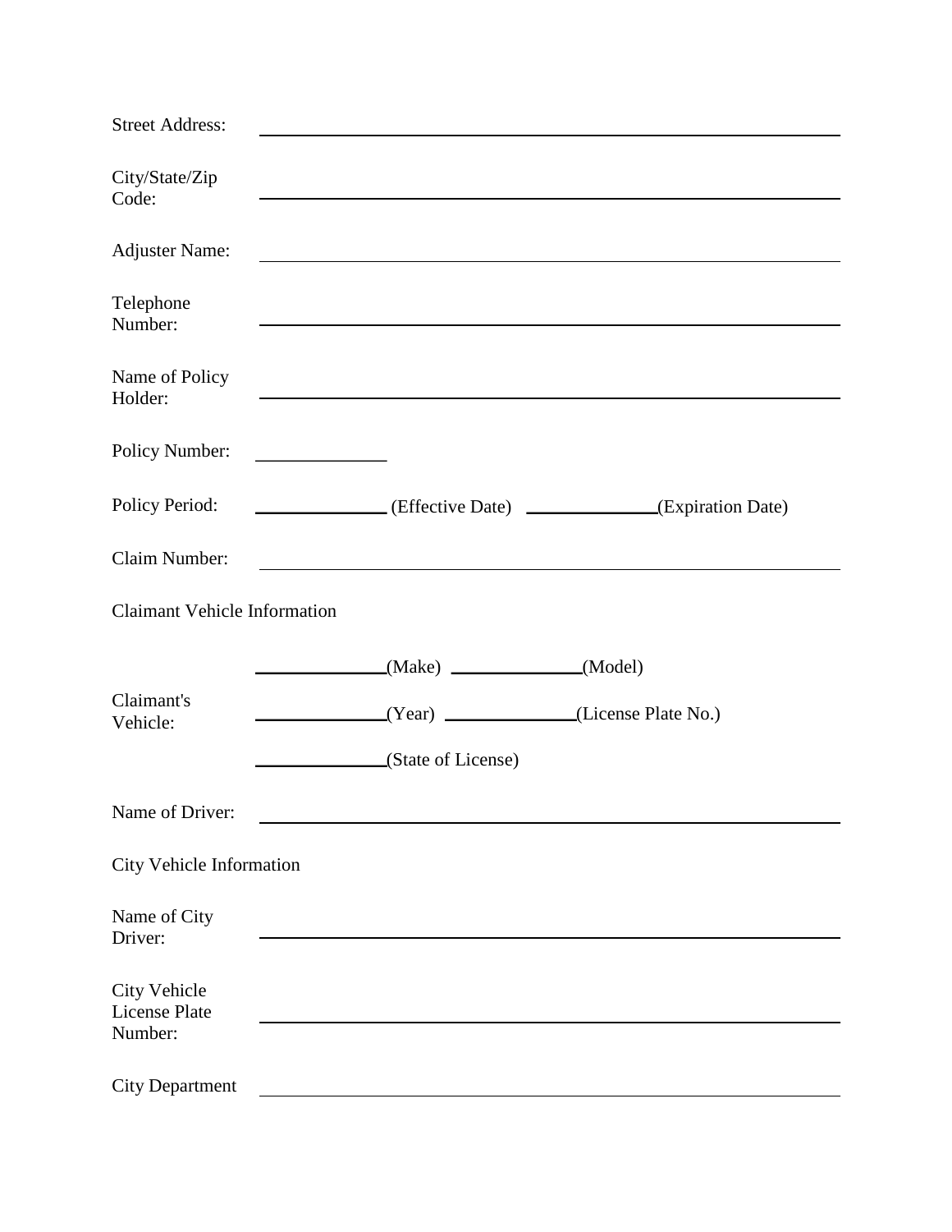Street Address: ______________________________________________

City/State/Zip Code: ______________________________________________

Adjuster Name: ______________________________________________

Telephone Number: ______________________________________________

Name of Policy Holder: ______________________________________________

Policy Number: ______________

Policy Period: ______________ (Effective Date) ______________(Expiration Date)

Claim Number: ______________________________________________

Claimant Vehicle Information

Claimant's Vehicle:

______________(Make) ______________(Model)

______________(Year) ______________(License Plate No.)

______________(State of License)

Name of Driver: ______________________________________________

City Vehicle Information

Name of City Driver: ______________________________________________

City Vehicle License Plate Number: ______________________________________________

City Department ______________________________________________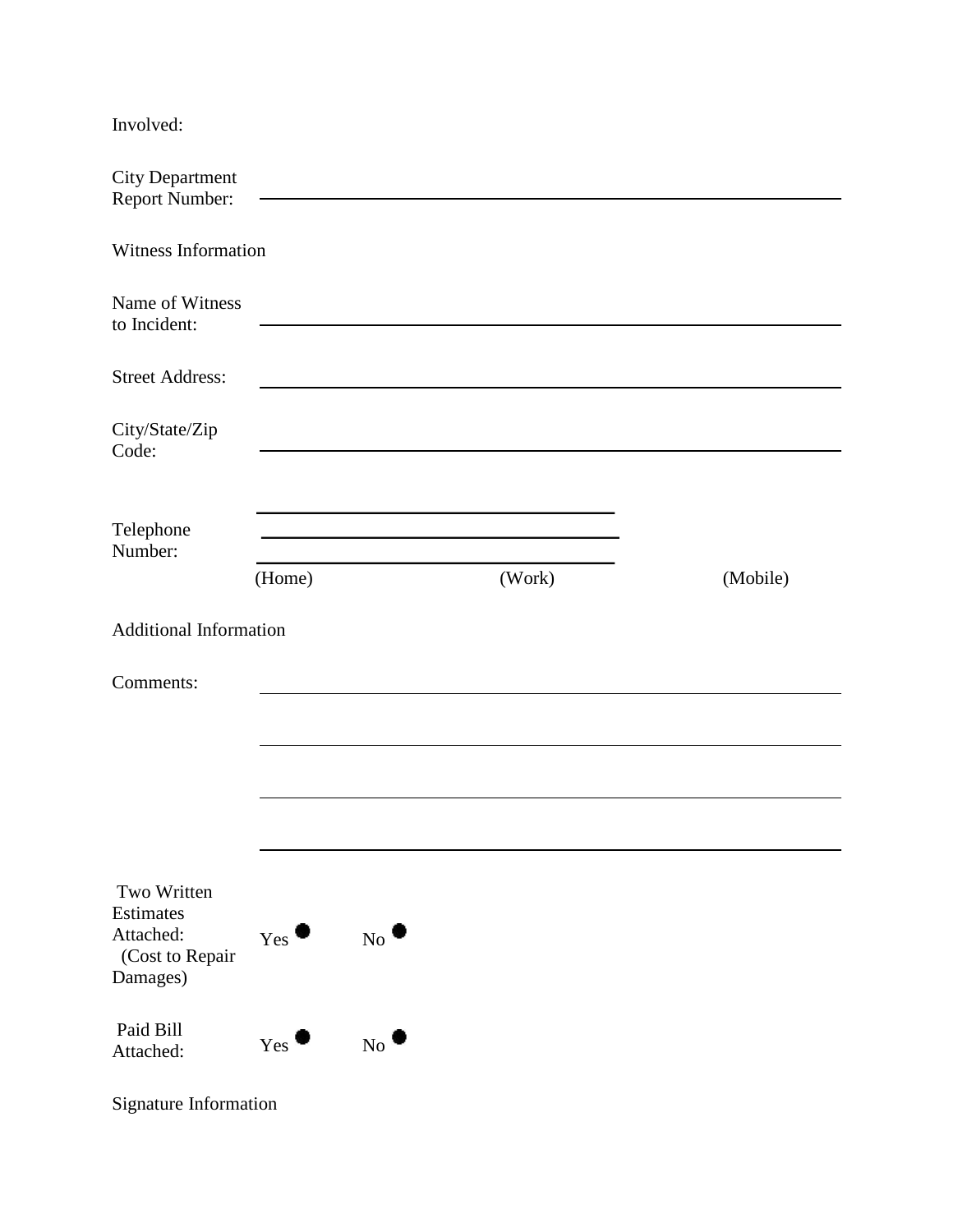Involved:

City Department Report Number: ______________________________________________

Witness Information

Name of Witness to Incident: ______________________________________________

Street Address: ______________________________________________

City/State/Zip Code: ______________________________________________

Telephone Number: ______________________ ______________________ ______________________

(Home) (Work) (Mobile)

Additional Information

Comments: ______________________________________________

______________________________________________

______________________________________________

______________________________________________

Two Written Estimates Attached: (Cost to Repair Damages) Yes ● No ●

Paid Bill Attached: Yes ● No ●

Signature Information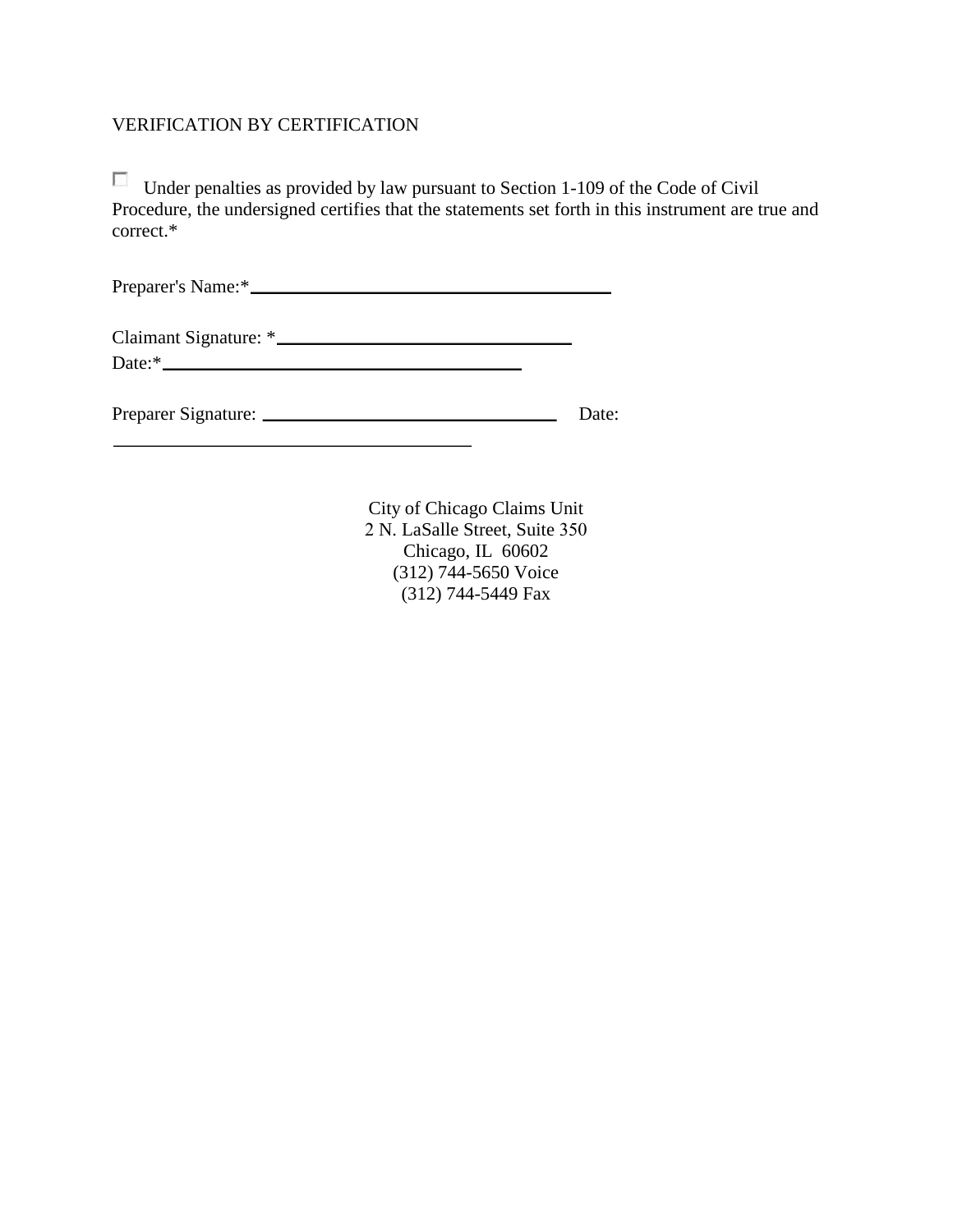VERIFICATION BY CERTIFICATION

☐ Under penalties as provided by law pursuant to Section 1-109 of the Code of Civil Procedure, the undersigned certifies that the statements set forth in this instrument are true and correct.*

Preparer's Name:*\_\_\_\_\_\_\_\_\_\_\_\_\_\_\_\_\_\_\_\_\_\_\_\_\_\_\_\_\_\_\_\_\_\_\_\_\_\_

Claimant Signature: *\_\_\_\_\_\_\_\_\_\_\_\_\_\_\_\_\_\_\_\_\_\_\_\_\_\_\_\_\_\_\_\_

Date:*\_\_\_\_\_\_\_\_\_\_\_\_\_\_\_\_\_\_\_\_\_\_\_\_\_\_\_\_\_\_\_\_\_\_\_\_\_\_

Preparer Signature: \_\_\_\_\_\_\_\_\_\_\_\_\_\_\_\_\_\_\_\_\_\_\_\_\_\_\_\_\_\_\_\_ Date: \_\_\_\_\_\_\_\_\_\_\_\_\_\_\_\_\_\_\_\_\_\_\_\_\_\_\_\_\_\_\_\_\_\_\_\_\_\_

City of Chicago Claims Unit
2 N. LaSalle Street, Suite 350
Chicago, IL 60602
(312) 744-5650 Voice
(312) 744-5449 Fax